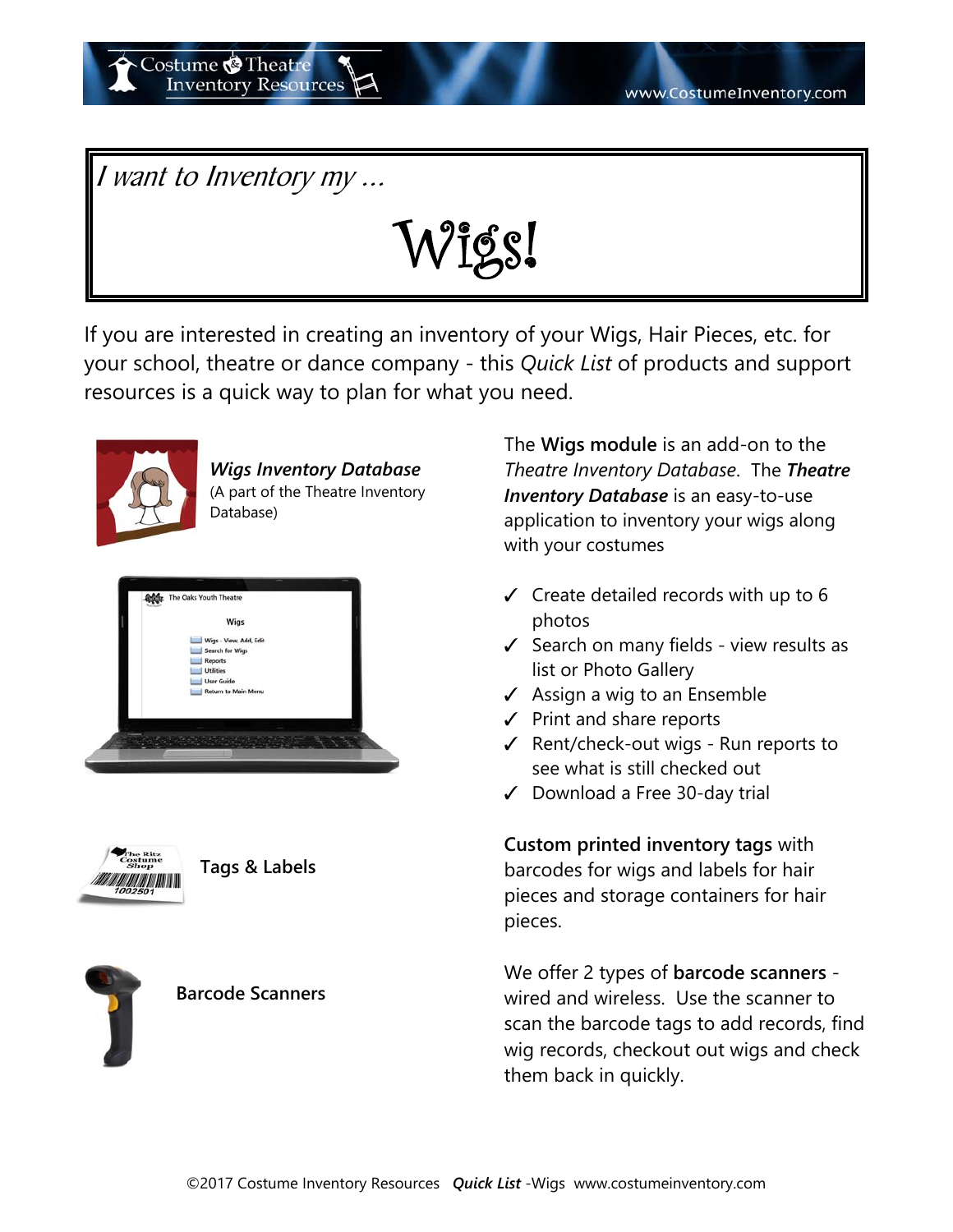*I want to Inventory my …*

# Wigs!

If you are interested in creating an inventory of your Wigs, Hair Pieces, etc. for your school, theatre or dance company - this *Quick List* of products and support resources is a quick way to plan for what you need.

***Wigs Inventory Database***
(A part of the Theatre Inventory Database)

The **Wigs module** is an add-on to the *Theatre Inventory Database*. The ***Theatre Inventory Database*** is an easy-to-use application to inventory your wigs along with your costumes

- ✓ Create detailed records with up to 6 photos
- ✓ Search on many fields - view results as list or Photo Gallery
- ✓ Assign a wig to an Ensemble
- ✓ Print and share reports
- ✓ Rent/check-out wigs - Run reports to see what is still checked out
- ✓ Download a Free 30-day trial

**Tags & Labels**

**Custom printed inventory tags** with barcodes for wigs and labels for hair pieces and storage containers for hair pieces.

**Barcode Scanners**

We offer 2 types of **barcode scanners** - wired and wireless. Use the scanner to scan the barcode tags to add records, find wig records, checkout out wigs and check them back in quickly.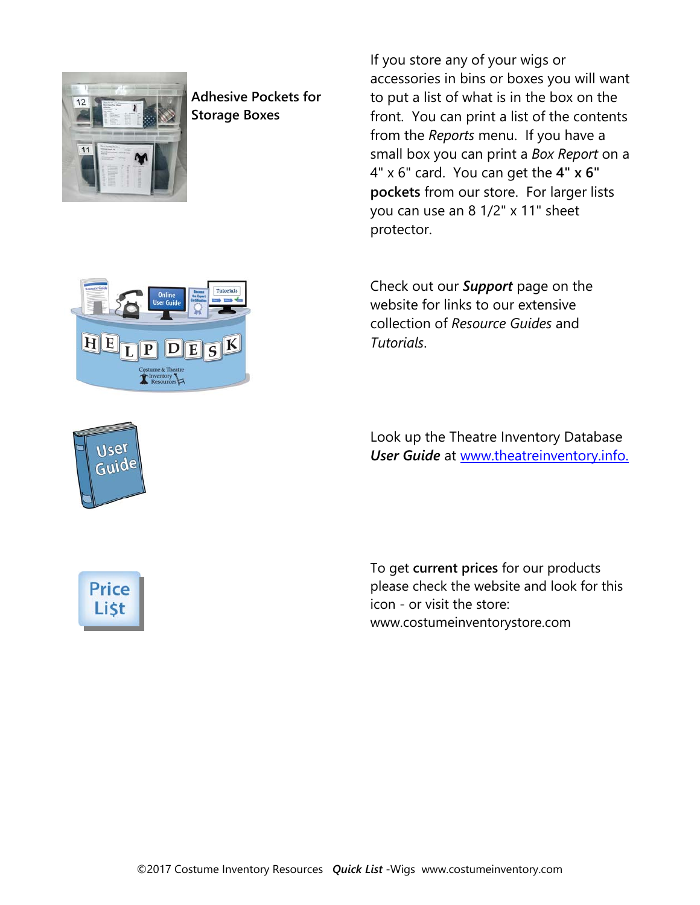**Adhesive Pockets for Storage Boxes**

If you store any of your wigs or accessories in bins or boxes you will want to put a list of what is in the box on the front. You can print a list of the contents from the *Reports* menu. If you have a small box you can print a *Box Report* on a 4" x 6" card. You can get the **4" x 6" pockets** from our store. For larger lists you can use an 8 1/2" x 11" sheet protector.

Check out our ***Support*** page on the website for links to our extensive collection of *Resource Guides* and *Tutorials*.

Look up the Theatre Inventory Database ***User Guide*** at [www.theatreinventory.info.](www.theatreinventory.info)

To get **current prices** for our products please check the website and look for this icon - or visit the store: www.costumeinventorystore.com